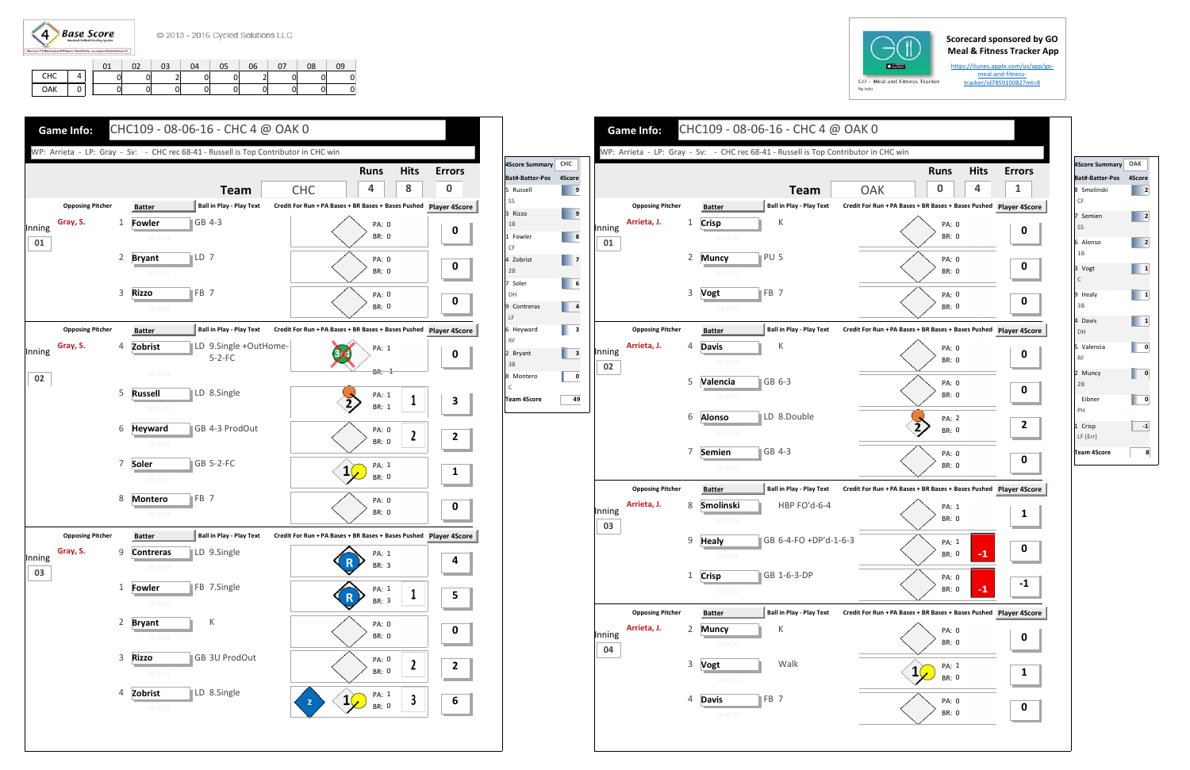**4 Base Score** © 2013 - 2016 Cycled Solutions LLC

| | | 01 | 02 | 03 | 04 | 05 | 06 | 07 | 08 | 09 |
|---|---|---|---|---|---|---|---|---|---|---|
| CHC | 4 | 0 | 0 | 2 | 0 | 0 | 2 | 0 | 0 | 0 |
| OAK | 0 | 0 | 0 | 0 | 0 | 0 | 0 | 0 | 0 | 0 |

Scorecard sponsored by GO Meal & Fitness Tracker App
https://itunes.apple.com/us/app/go-meal-and-fitness-tracker/id785910082?mt=8

## Game Info: CHC109 - 08-06-16 - CHC 4 @ OAK 0

WP: Arrieta - LP: Gray - Sv: - CHC rec 68-41 - Russell is Top Contributor in CHC win

| Team | Runs | Hits | Errors |
|---|---|---|---|
| CHC | 4 | 8 | 0 |

| Inning | Opposing Pitcher | # | Batter | Ball in Play - Play Text | PA | BR | Credit For Run + PA Bases + BR Bases + Bases Pushed | Player 4Score |
|---|---|---|---|---|---|---|---|---|
| 01 | Gray, S. | 1 | Fowler | GB 4-3 | 0 | 0 | | 0 |
| | | 2 | Bryant | LD 7 | 0 | 0 | | 0 |
| | | 3 | Rizzo | FB 7 | 0 | 0 | | 0 |
| 02 | Gray, S. | 4 | Zobrist | LD 9.Single +OutHome-5-2-FC | 1 | -1 | | 0 |
| | | 5 | Russell | LD 8.Single | 1 | 1 | 1 | 3 |
| | | 6 | Heyward | GB 4-3 ProdOut | 0 | 0 | 2 | 2 |
| | | 7 | Soler | GB 5-2-FC | 1 | 0 | | 1 |
| | | 8 | Montero | FB 7 | 0 | 0 | | 0 |
| 03 | Gray, S. | 9 | Contreras | LD 9.Single | 1 | 3 | | 4 |
| | | 1 | Fowler | FB 7.Single | 1 | 3 | 1 | 5 |
| | | 2 | Bryant | K | 0 | 0 | | 0 |
| | | 3 | Rizzo | GB 3U ProdOut | 0 | 0 | 2 | 2 |
| | | 4 | Zobrist | LD 8.Single | 1 | 0 | 3 | 6 |

| 4Score Summary | CHC |
|---|---|
| Bat#-Batter-Pos | 4Score |
| 5 Russell SS | 9 |
| 3 Rizzo 1B | 9 |
| 1 Fowler CF | 8 |
| 4 Zobrist 2B | 7 |
| 7 Soler DH | 6 |
| 9 Contreras LF | 4 |
| 6 Heyward RF | 3 |
| 2 Bryant 3B | 3 |
| 8 Montero C | 0 |
| Team 4Score | 49 |

## Game Info: CHC109 - 08-06-16 - CHC 4 @ OAK 0

WP: Arrieta - LP: Gray - Sv: - CHC rec 68-41 - Russell is Top Contributor in CHC win

| Team | Runs | Hits | Errors |
|---|---|---|---|
| OAK | 0 | 4 | 1 |

| Inning | Opposing Pitcher | # | Batter | Ball in Play - Play Text | PA | BR | Credit For Run + PA Bases + BR Bases + Bases Pushed | Player 4Score |
|---|---|---|---|---|---|---|---|---|
| 01 | Arrieta, J. | 1 | Crisp | K | 0 | 0 | | 0 |
| | | 2 | Muncy | PU 5 | 0 | 0 | | 0 |
| | | 3 | Vogt | FB 7 | 0 | 0 | | 0 |
| 02 | Arrieta, J. | 4 | Davis | K | 0 | 0 | | 0 |
| | | 5 | Valencia | GB 6-3 | 0 | 0 | | 0 |
| | | 6 | Alonso | LD 8.Double | 2 | 0 | | 2 |
| | | 7 | Semien | GB 4-3 | 0 | 0 | | 0 |
| 03 | Arrieta, J. | 8 | Smolinski | HBP FO'd-6-4 | 1 | 0 | | 1 |
| | | 9 | Healy | GB 6-4-FO +DP'd-1-6-3 | 1 | 0 | -1 | 0 |
| | | 1 | Crisp | GB 1-6-3-DP | 0 | 0 | -1 | -1 |
| 04 | Arrieta, J. | 2 | Muncy | K | 0 | 0 | | 0 |
| | | 3 | Vogt | Walk | 1 | 0 | | 1 |
| | | 4 | Davis | FB 7 | 0 | 0 | | 0 |

| 4Score Summary | OAK |
|---|---|
| Bat#-Batter-Pos | 4Score |
| 8 Smolinski CF | 2 |
| 7 Semien SS | 2 |
| 6 Alonso 1B | 2 |
| 3 Vogt C | 1 |
| 9 Healy 3B | 1 |
| 4 Davis DH | 1 |
| 5 Valencia RF | 0 |
| 2 Muncy 2B | 0 |
| Eibner PH | 0 |
| 1 Crisp LF (Err) | -1 |
| Team 4Score | 8 |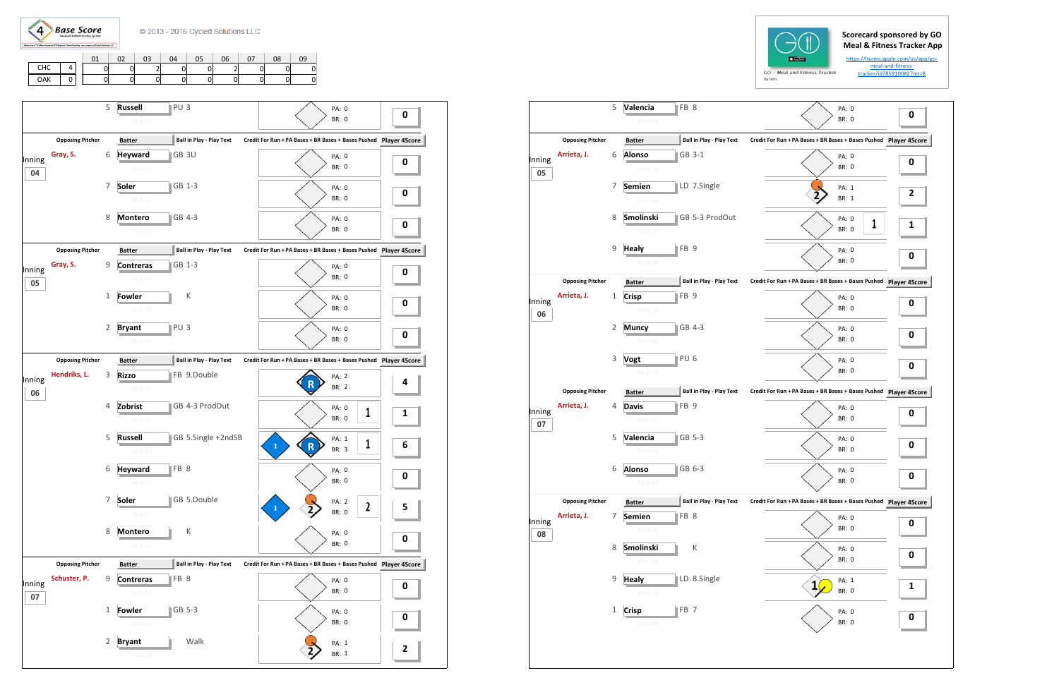4 Base Score

© 2013 - 2016 Cycled Solutions LLC

| | | 01 | 02 | 03 | 04 | 05 | 06 | 07 | 08 | 09 |
|---|---|---|---|---|---|---|---|---|---|---|
| CHC | 4 | 0 | 0 | 2 | 0 | 0 | 2 | 0 | 0 | 0 |
| OAK | 0 | 0 | 0 | 0 | 0 | 0 | 0 | 0 | 0 | 0 |

Scorecard sponsored by GO Meal & Fitness Tracker App

https://itunes.apple.com/us/app/go-meal-and-fitness-tracker/id785910082?mt=8

GO - Meal and Fitness Tracker

| Inning | Opposing Pitcher | # | Batter | Ball in Play - Play Text | PA | BR | Bases Pushed | Player 4Score |
|---|---|---|---|---|---|---|---|---|
| | | 5 | Russell | PU 3 | 0 | 0 | | 0 |
| 04 | Gray, S. | 6 | Heyward | GB 3U | 0 | 0 | | 0 |
| | | 7 | Soler | GB 1-3 | 0 | 0 | | 0 |
| | | 8 | Montero | GB 4-3 | 0 | 0 | | 0 |
| 05 | Gray, S. | 9 | Contreras | GB 1-3 | 0 | 0 | | 0 |
| | | 1 | Fowler | K | 0 | 0 | | 0 |
| | | 2 | Bryant | PU 3 | 0 | 0 | | 0 |
| 06 | Hendriks, L. | 3 | Rizzo | FB 9.Double | 2 | 2 | | 4 |
| | | 4 | Zobrist | GB 4-3 ProdOut | 0 | 0 | 1 | 1 |
| | | 5 | Russell | GB 5.Single +2ndSB | 1 | 3 | 1 | 6 |
| | | 6 | Heyward | FB 8 | 0 | 0 | | 0 |
| | | 7 | Soler | GB 5.Double | 2 | 0 | 2 | 5 |
| | | 8 | Montero | K | 0 | 0 | | 0 |
| 07 | Schuster, P. | 9 | Contreras | FB 8 | 0 | 0 | | 0 |
| | | 1 | Fowler | GB 5-3 | 0 | 0 | | 0 |
| | | 2 | Bryant | Walk | 1 | 1 | | 2 |

| Inning | Opposing Pitcher | # | Batter | Ball in Play - Play Text | PA | BR | Bases Pushed | Player 4Score |
|---|---|---|---|---|---|---|---|---|
| | | 5 | Valencia | FB 8 | 0 | 0 | | 0 |
| 05 | Arrieta, J. | 6 | Alonso | GB 3-1 | 0 | 0 | | 0 |
| | | 7 | Semien | LD 7.Single | 1 | 1 | | 2 |
| | | 8 | Smolinski | GB 5-3 ProdOut | 0 | 0 | 1 | 1 |
| | | 9 | Healy | FB 9 | 0 | 0 | | 0 |
| 06 | Arrieta, J. | 1 | Crisp | FB 9 | 0 | 0 | | 0 |
| | | 2 | Muncy | GB 4-3 | 0 | 0 | | 0 |
| | | 3 | Vogt | PU 6 | 0 | 0 | | 0 |
| 07 | Arrieta, J. | 4 | Davis | FB 9 | 0 | 0 | | 0 |
| | | 5 | Valencia | GB 5-3 | 0 | 0 | | 0 |
| | | 6 | Alonso | GB 6-3 | 0 | 0 | | 0 |
| 08 | Arrieta, J. | 7 | Semien | FB 8 | 0 | 0 | | 0 |
| | | 8 | Smolinski | K | 0 | 0 | | 0 |
| | | 9 | Healy | LD 8.Single | 1 | 0 | | 1 |
| | | 1 | Crisp | FB 7 | 0 | 0 | | 0 |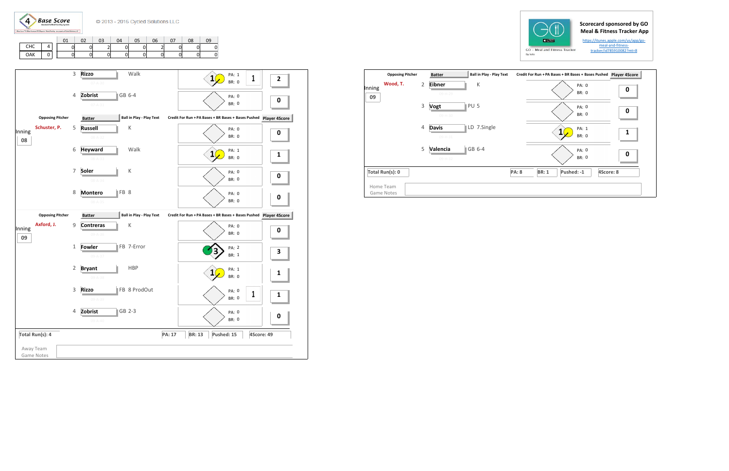4 Base Score

© 2013 - 2016 Cycled Solutions LLC

| | | 01 | 02 | 03 | 04 | 05 | 06 | 07 | 08 | 09 |
|---|---|---|---|---|---|---|---|---|---|---|
| CHC | 4 | 0 | 0 | 2 | 0 | 0 | 2 | 0 | 0 | 0 |
| OAK | 0 | 0 | 0 | 0 | 0 | 0 | 0 | 0 | 0 | 0 |

Scorecard sponsored by GO Meal & Fitness Tracker App

https://itunes.apple.com/us/app/go-meal-and-fitness-tracker/id785910082?mt=8

GO - Meal and Fitness Tracker

| Inning | Opposing Pitcher | # | Batter | Ball in Play - Play Text | Credit For Run + PA Bases + BR Bases + Bases Pushed | Player 4Score |
|---|---|---|---|---|---|---|
| | | 3 | Rizzo | Walk | 1 — PA: 1, BR: 0, Pushed: 1 | 2 |
| | | 4 | Zobrist | GB 6-4 | PA: 0, BR: 0 | 0 |
| 08 | Schuster, P. | 5 | Russell | K | PA: 0, BR: 0 | 0 |
| | | 6 | Heyward | Walk | 1 — PA: 1, BR: 0 | 1 |
| | | 7 | Soler | K | PA: 0, BR: 0 | 0 |
| | | 8 | Montero | FB 8 | PA: 0, BR: 0 | 0 |
| 09 | Axford, J. | 9 | Contreras | K | PA: 0, BR: 0 | 0 |
| | | 1 | Fowler | FB 7-Error | 3 — PA: 2, BR: 1 | 3 |
| | | 2 | Bryant | HBP | 1 — PA: 1, BR: 0 | 1 |
| | | 3 | Rizzo | FB 8 ProdOut | PA: 0, BR: 0, Pushed: 1 | 1 |
| | | 4 | Zobrist | GB 2-3 | PA: 0, BR: 0 | 0 |

Total Run(s): 4 | PA: 17 | BR: 13 | Pushed: 15 | 4Score: 49

Away Team Game Notes

| Inning | Opposing Pitcher | # | Batter | Ball in Play - Play Text | Credit For Run + PA Bases + BR Bases + Bases Pushed | Player 4Score |
|---|---|---|---|---|---|---|
| 09 | Wood, T. | 2 | Eibner | K | PA: 0, BR: 0 | 0 |
| | | 3 | Vogt | PU 5 | PA: 0, BR: 0 | 0 |
| | | 4 | Davis | LD 7.Single | 1 — PA: 1, BR: 0 | 1 |
| | | 5 | Valencia | GB 6-4 | PA: 0, BR: 0 | 0 |

Total Run(s): 0 | PA: 8 | BR: 1 | Pushed: -1 | 4Score: 8

Home Team Game Notes